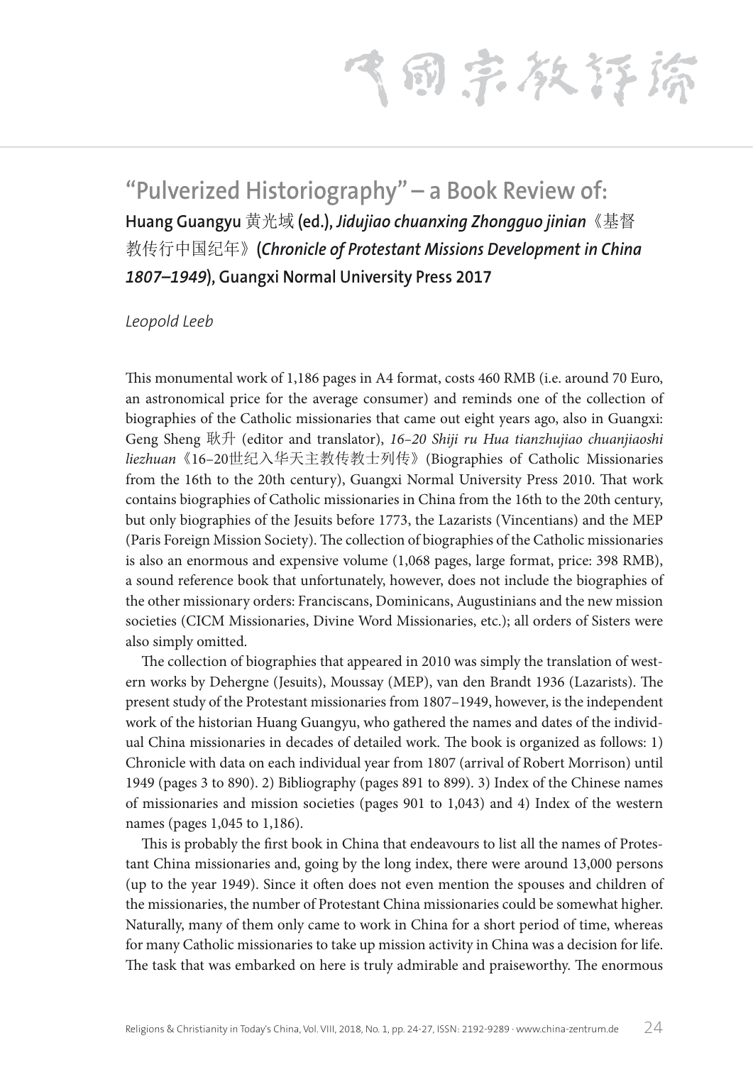# "Pulverized Historiography" – a Book Review of:

**Huang Guangyu 黄光域 (ed.), *Jidujiao chuanxing Zhongguo jinian*《基督教传行中国纪年》(*Chronicle of Protestant Missions Development in China 1807–1949*), Guangxi Normal University Press 2017**

*Leopold Leeb*

This monumental work of 1,186 pages in A4 format, costs 460 RMB (i.e. around 70 Euro, an astronomical price for the average consumer) and reminds one of the collection of biographies of the Catholic missionaries that came out eight years ago, also in Guangxi: Geng Sheng 耿升 (editor and translator), *16–20 Shiji ru Hua tianzhujiao chuanjiaoshi liezhuan*《16–20世纪入华天主教传教士列传》(Biographies of Catholic Missionaries from the 16th to the 20th century), Guangxi Normal University Press 2010. That work contains biographies of Catholic missionaries in China from the 16th to the 20th century, but only biographies of the Jesuits before 1773, the Lazarists (Vincentians) and the MEP (Paris Foreign Mission Society). The collection of biographies of the Catholic missionaries is also an enormous and expensive volume (1,068 pages, large format, price: 398 RMB), a sound reference book that unfortunately, however, does not include the biographies of the other missionary orders: Franciscans, Dominicans, Augustinians and the new mission societies (CICM Missionaries, Divine Word Missionaries, etc.); all orders of Sisters were also simply omitted.

The collection of biographies that appeared in 2010 was simply the translation of western works by Dehergne (Jesuits), Moussay (MEP), van den Brandt 1936 (Lazarists). The present study of the Protestant missionaries from 1807–1949, however, is the independent work of the historian Huang Guangyu, who gathered the names and dates of the individual China missionaries in decades of detailed work. The book is organized as follows: 1) Chronicle with data on each individual year from 1807 (arrival of Robert Morrison) until 1949 (pages 3 to 890). 2) Bibliography (pages 891 to 899). 3) Index of the Chinese names of missionaries and mission societies (pages 901 to 1,043) and 4) Index of the western names (pages 1,045 to 1,186).

This is probably the first book in China that endeavours to list all the names of Protestant China missionaries and, going by the long index, there were around 13,000 persons (up to the year 1949). Since it often does not even mention the spouses and children of the missionaries, the number of Protestant China missionaries could be somewhat higher. Naturally, many of them only came to work in China for a short period of time, whereas for many Catholic missionaries to take up mission activity in China was a decision for life. The task that was embarked on here is truly admirable and praiseworthy. The enormous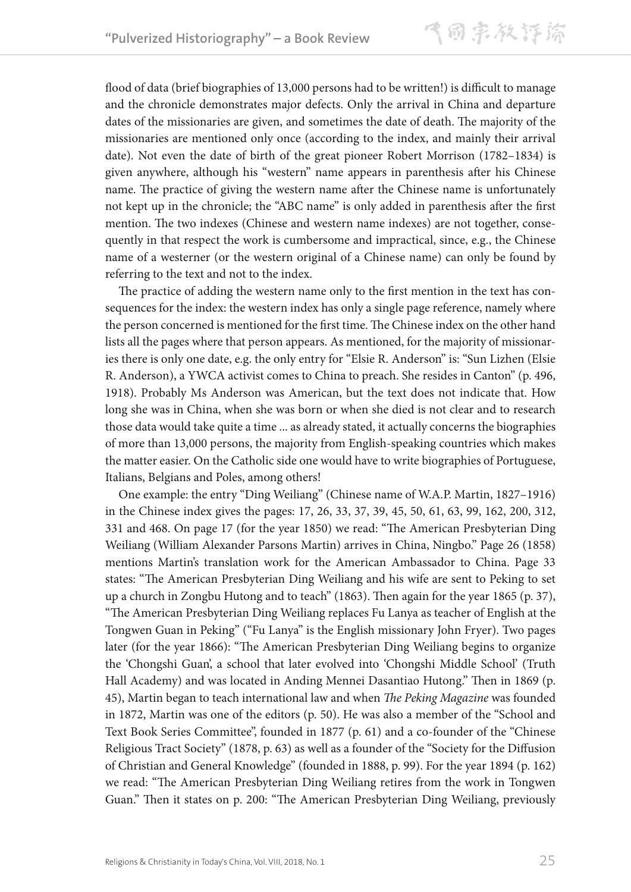flood of data (brief biographies of 13,000 persons had to be written!) is difficult to manage and the chronicle demonstrates major defects. Only the arrival in China and departure dates of the missionaries are given, and sometimes the date of death. The majority of the missionaries are mentioned only once (according to the index, and mainly their arrival date). Not even the date of birth of the great pioneer Robert Morrison (1782–1834) is given anywhere, although his "western" name appears in parenthesis after his Chinese name. The practice of giving the western name after the Chinese name is unfortunately not kept up in the chronicle; the "ABC name" is only added in parenthesis after the first mention. The two indexes (Chinese and western name indexes) are not together, consequently in that respect the work is cumbersome and impractical, since, e.g., the Chinese name of a westerner (or the western original of a Chinese name) can only be found by referring to the text and not to the index.

The practice of adding the western name only to the first mention in the text has consequences for the index: the western index has only a single page reference, namely where the person concerned is mentioned for the first time. The Chinese index on the other hand lists all the pages where that person appears. As mentioned, for the majority of missionaries there is only one date, e.g. the only entry for "Elsie R. Anderson" is: "Sun Lizhen (Elsie R. Anderson), a YWCA activist comes to China to preach. She resides in Canton" (p. 496, 1918). Probably Ms Anderson was American, but the text does not indicate that. How long she was in China, when she was born or when she died is not clear and to research those data would take quite a time ... as already stated, it actually concerns the biographies of more than 13,000 persons, the majority from English-speaking countries which makes the matter easier. On the Catholic side one would have to write biographies of Portuguese, Italians, Belgians and Poles, among others!

One example: the entry "Ding Weiliang" (Chinese name of W.A.P. Martin, 1827–1916) in the Chinese index gives the pages: 17, 26, 33, 37, 39, 45, 50, 61, 63, 99, 162, 200, 312, 331 and 468. On page 17 (for the year 1850) we read: "The American Presbyterian Ding Weiliang (William Alexander Parsons Martin) arrives in China, Ningbo." Page 26 (1858) mentions Martin's translation work for the American Ambassador to China. Page 33 states: "The American Presbyterian Ding Weiliang and his wife are sent to Peking to set up a church in Zongbu Hutong and to teach" (1863). Then again for the year 1865 (p. 37), "The American Presbyterian Ding Weiliang replaces Fu Lanya as teacher of English at the Tongwen Guan in Peking" ("Fu Lanya" is the English missionary John Fryer). Two pages later (for the year 1866): "The American Presbyterian Ding Weiliang begins to organize the 'Chongshi Guan', a school that later evolved into 'Chongshi Middle School' (Truth Hall Academy) and was located in Anding Mennei Dasantiao Hutong." Then in 1869 (p. 45), Martin began to teach international law and when *The Peking Magazine* was founded in 1872, Martin was one of the editors (p. 50). He was also a member of the "School and Text Book Series Committee", founded in 1877 (p. 61) and a co-founder of the "Chinese Religious Tract Society" (1878, p. 63) as well as a founder of the "Society for the Diffusion of Christian and General Knowledge" (founded in 1888, p. 99). For the year 1894 (p. 162) we read: "The American Presbyterian Ding Weiliang retires from the work in Tongwen Guan." Then it states on p. 200: "The American Presbyterian Ding Weiliang, previously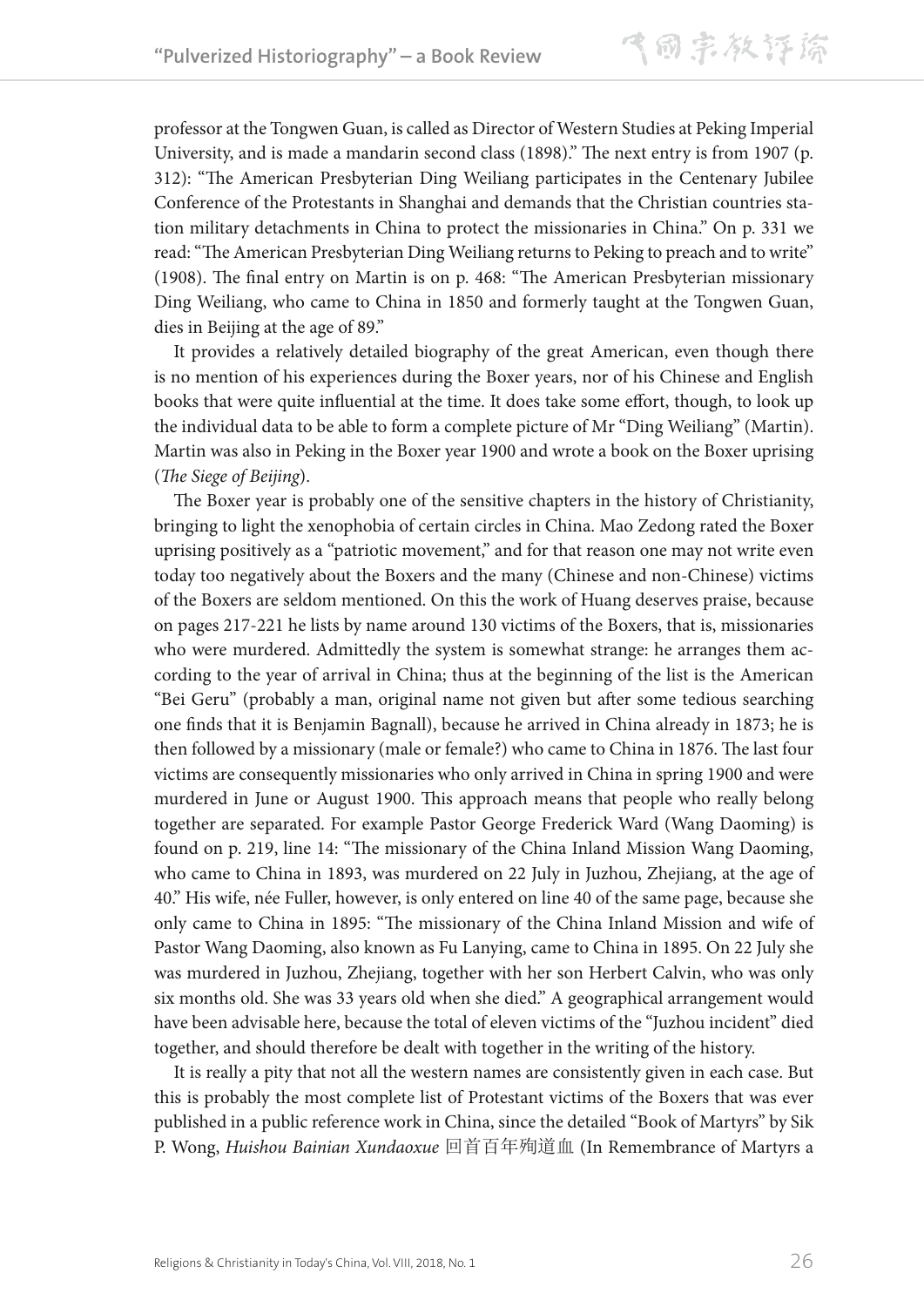professor at the Tongwen Guan, is called as Director of Western Studies at Peking Imperial University, and is made a mandarin second class (1898)." The next entry is from 1907 (p. 312): "The American Presbyterian Ding Weiliang participates in the Centenary Jubilee Conference of the Protestants in Shanghai and demands that the Christian countries station military detachments in China to protect the missionaries in China." On p. 331 we read: "The American Presbyterian Ding Weiliang returns to Peking to preach and to write" (1908). The final entry on Martin is on p. 468: "The American Presbyterian missionary Ding Weiliang, who came to China in 1850 and formerly taught at the Tongwen Guan, dies in Beijing at the age of 89."

It provides a relatively detailed biography of the great American, even though there is no mention of his experiences during the Boxer years, nor of his Chinese and English books that were quite influential at the time. It does take some effort, though, to look up the individual data to be able to form a complete picture of Mr "Ding Weiliang" (Martin). Martin was also in Peking in the Boxer year 1900 and wrote a book on the Boxer uprising (*The Siege of Beijing*).

The Boxer year is probably one of the sensitive chapters in the history of Christianity, bringing to light the xenophobia of certain circles in China. Mao Zedong rated the Boxer uprising positively as a "patriotic movement," and for that reason one may not write even today too negatively about the Boxers and the many (Chinese and non-Chinese) victims of the Boxers are seldom mentioned. On this the work of Huang deserves praise, because on pages 217-221 he lists by name around 130 victims of the Boxers, that is, missionaries who were murdered. Admittedly the system is somewhat strange: he arranges them according to the year of arrival in China; thus at the beginning of the list is the American "Bei Geru" (probably a man, original name not given but after some tedious searching one finds that it is Benjamin Bagnall), because he arrived in China already in 1873; he is then followed by a missionary (male or female?) who came to China in 1876. The last four victims are consequently missionaries who only arrived in China in spring 1900 and were murdered in June or August 1900. This approach means that people who really belong together are separated. For example Pastor George Frederick Ward (Wang Daoming) is found on p. 219, line 14: "The missionary of the China Inland Mission Wang Daoming, who came to China in 1893, was murdered on 22 July in Juzhou, Zhejiang, at the age of 40." His wife, née Fuller, however, is only entered on line 40 of the same page, because she only came to China in 1895: "The missionary of the China Inland Mission and wife of Pastor Wang Daoming, also known as Fu Lanying, came to China in 1895. On 22 July she was murdered in Juzhou, Zhejiang, together with her son Herbert Calvin, who was only six months old. She was 33 years old when she died." A geographical arrangement would have been advisable here, because the total of eleven victims of the "Juzhou incident" died together, and should therefore be dealt with together in the writing of the history.

It is really a pity that not all the western names are consistently given in each case. But this is probably the most complete list of Protestant victims of the Boxers that was ever published in a public reference work in China, since the detailed "Book of Martyrs" by Sik P. Wong, *Huishou Bainian Xundaoxue* 回首百年殉道血 (In Remembrance of Martyrs a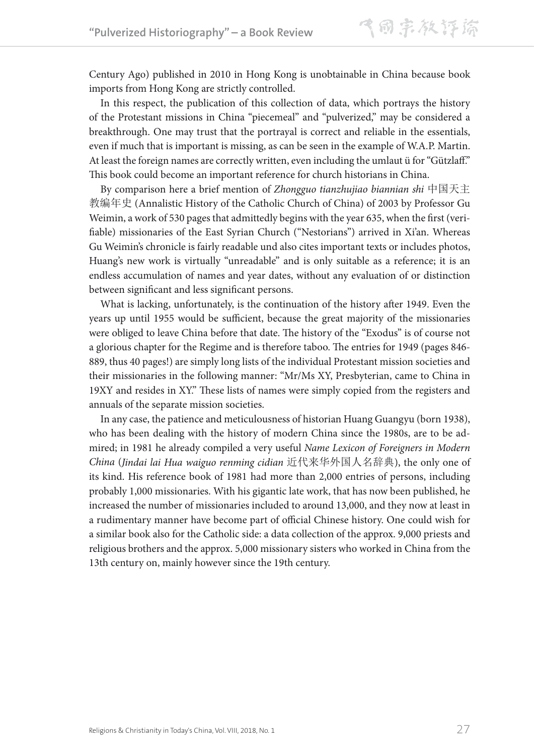Century Ago) published in 2010 in Hong Kong is unobtainable in China because book imports from Hong Kong are strictly controlled.

In this respect, the publication of this collection of data, which portrays the history of the Protestant missions in China "piecemeal" and "pulverized," may be considered a breakthrough. One may trust that the portrayal is correct and reliable in the essentials, even if much that is important is missing, as can be seen in the example of W.A.P. Martin. At least the foreign names are correctly written, even including the umlaut ü for "Gützlaff." This book could become an important reference for church historians in China.

By comparison here a brief mention of *Zhongguo tianzhujiao biannian shi* 中国天主教编年史 (Annalistic History of the Catholic Church of China) of 2003 by Professor Gu Weimin, a work of 530 pages that admittedly begins with the year 635, when the first (verifiable) missionaries of the East Syrian Church ("Nestorians") arrived in Xi'an. Whereas Gu Weimin's chronicle is fairly readable und also cites important texts or includes photos, Huang's new work is virtually "unreadable" and is only suitable as a reference; it is an endless accumulation of names and year dates, without any evaluation of or distinction between significant and less significant persons.

What is lacking, unfortunately, is the continuation of the history after 1949. Even the years up until 1955 would be sufficient, because the great majority of the missionaries were obliged to leave China before that date. The history of the "Exodus" is of course not a glorious chapter for the Regime and is therefore taboo. The entries for 1949 (pages 846-889, thus 40 pages!) are simply long lists of the individual Protestant mission societies and their missionaries in the following manner: "Mr/Ms XY, Presbyterian, came to China in 19XY and resides in XY." These lists of names were simply copied from the registers and annuals of the separate mission societies.

In any case, the patience and meticulousness of historian Huang Guangyu (born 1938), who has been dealing with the history of modern China since the 1980s, are to be admired; in 1981 he already compiled a very useful *Name Lexicon of Foreigners in Modern China* (*Jindai lai Hua waiguo renming cidian* 近代来华外国人名辞典), the only one of its kind. His reference book of 1981 had more than 2,000 entries of persons, including probably 1,000 missionaries. With his gigantic late work, that has now been published, he increased the number of missionaries included to around 13,000, and they now at least in a rudimentary manner have become part of official Chinese history. One could wish for a similar book also for the Catholic side: a data collection of the approx. 9,000 priests and religious brothers and the approx. 5,000 missionary sisters who worked in China from the 13th century on, mainly however since the 19th century.